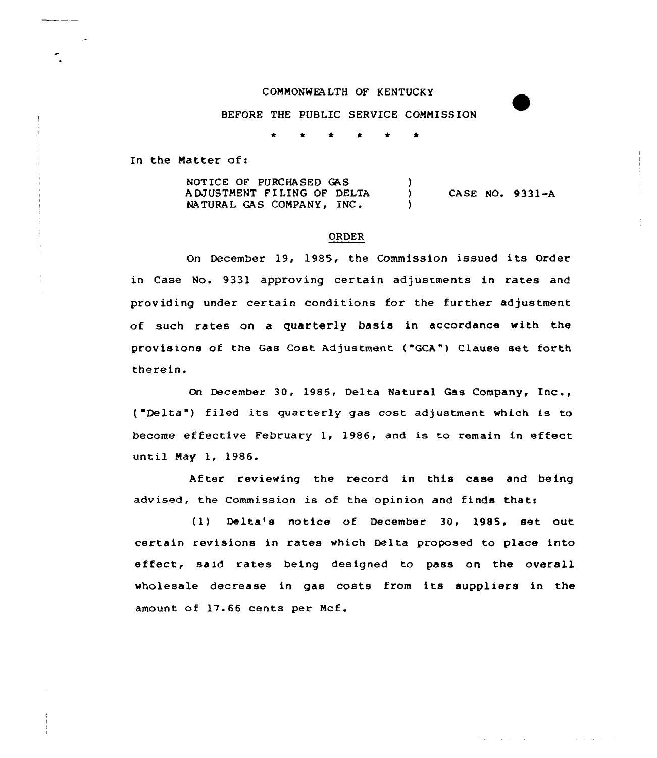COMMONWEALTH OF KENTUCKY

BEFORE THE PUBLIC SERVICE COMMISSION

\* \* \* \* \* \*

In the Matter of:

| | | |
|---|---|---|
| NOTICE OF PURCHASED GAS ADJUSTMENT FILING OF DELTA NATURAL GAS COMPANY, INC. | ) ) ) | CASE NO. 9331-A |

## ORDER

On December 19, 1985, the Commission issued its Order in Case No. 9331 approving certain adjustments in rates and providing under certain conditions for the further adjustment of such rates on a quarterly basis in accordance with the provisions of the Gas Cost Adjustment ("GCA") Clause set forth therein.

On December 30, 1985, Delta Natural Gas Company, Inc., ("Delta") filed its quarterly gas cost adjustment which is to become effective February 1, 1986, and is to remain in effect until May 1, 1986.

After reviewing the record in this case and being advised, the Commission is of the opinion and finds that:

(1) Delta's notice of December 30, 1985, set out certain revisions in rates which Delta proposed to place into effect, said rates being designed to pass on the overall wholesale decrease in gas costs from its suppliers in the amount of 17.66 cents per Mcf.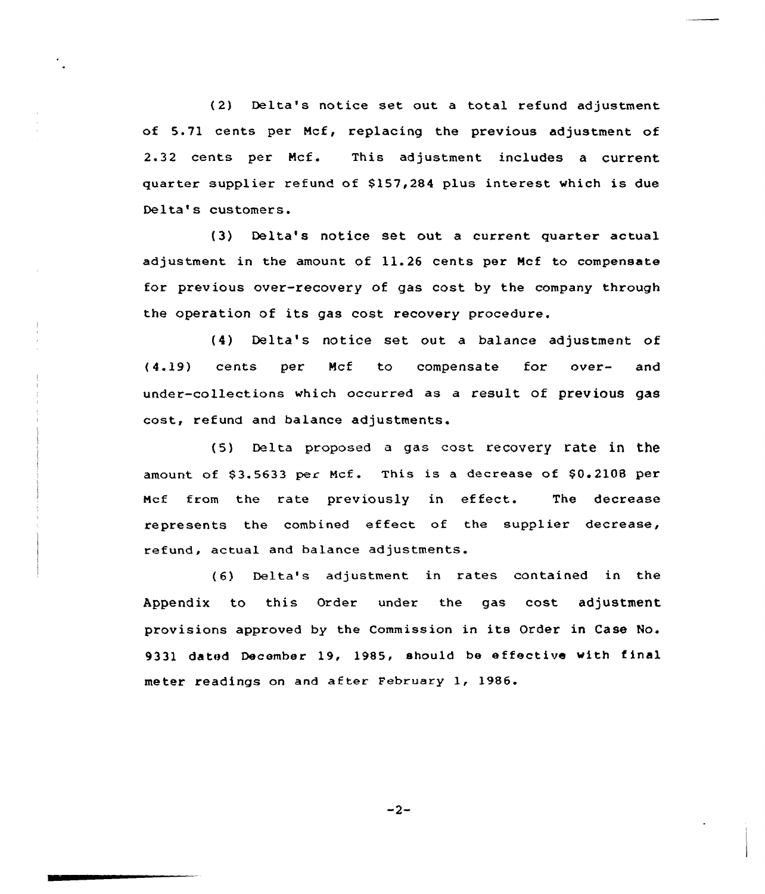(2) Delta's notice set out a total refund adjustment of 5.71 cents per Mcf, replacing the previous adjustment of 2.32 cents per Mcf. This adjustment includes a current quarter supplier refund of $157,284 plus interest which is due Delta's customers.

(3) Delta's notice set out a current quarter actual adjustment in the amount of 11.26 cents per Mcf to compensate for previous over-recovery of gas cost by the company through the operation of its gas cost recovery procedure.

(4) Delta's notice set out a balance adjustment of (4.19) cents per Mcf to compensate for over- and under-collections which occurred as a result of previous gas cost, refund and balance adjustments.

(5) Delta proposed a gas cost recovery rate in the amount of $3.5633 per Mcf. This is a decrease of $0.2108 per Mcf from the rate previously in effect. The decrease represents the combined effect of the supplier decrease, refund, actual and balance adjustments.

(6) Delta's adjustment in rates contained in the Appendix to this Order under the gas cost adjustment provisions approved by the Commission in its Order in Case No. 9331 dated December 19, 1985, should be effective with final meter readings on and after February 1, 1986.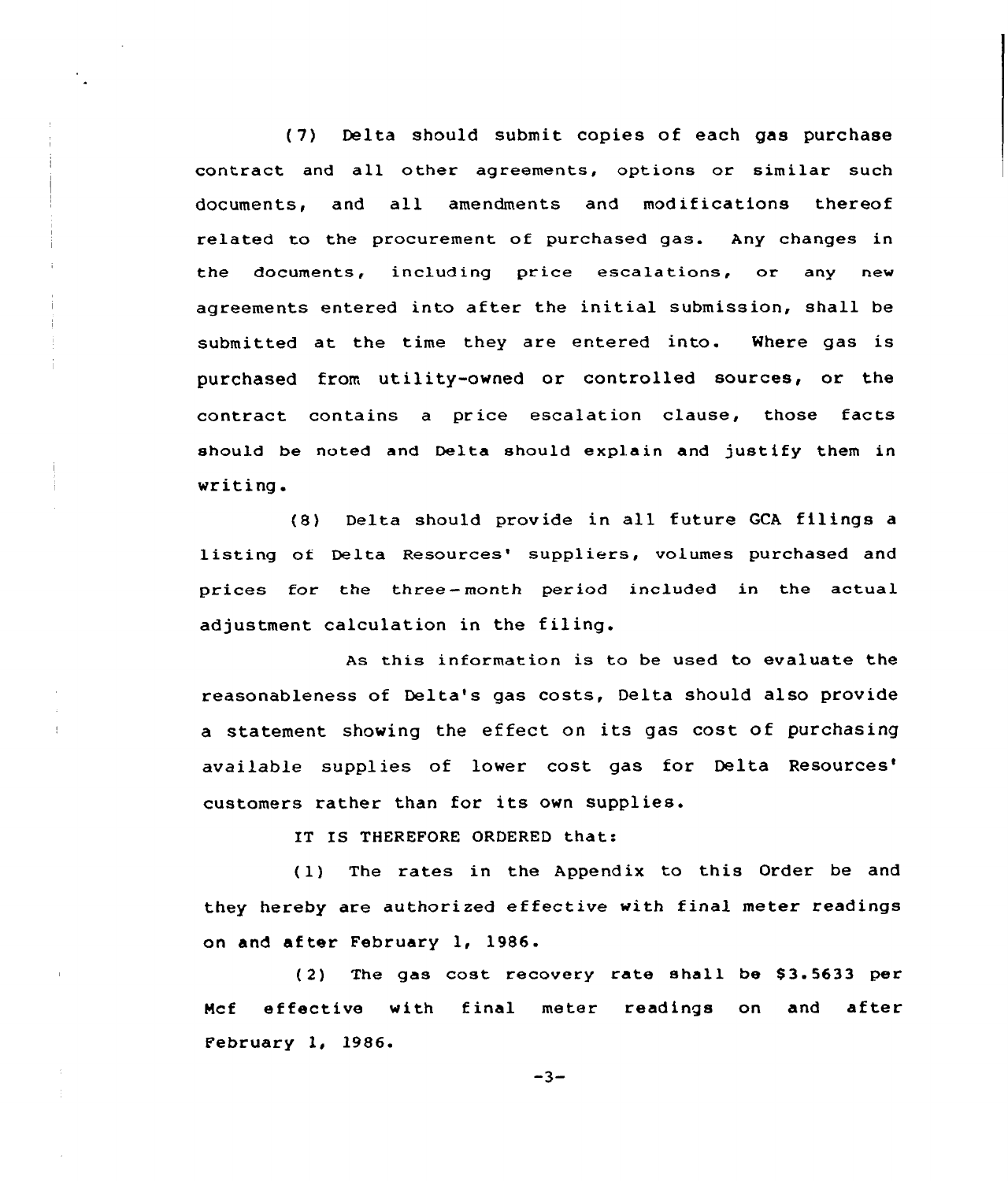(7) Delta should submit copies of each gas purchase contract and all other agreements, options or similar such documents, and all amendments and modifications thereof related to the procurement of purchased gas. Any changes in the documents, including price escalations, or any new agreements entered into after the initial submission, shall be submitted at the time they are entered into. Where gas is purchased from utility-owned or controlled sources, or the contract contains a price escalation clause, those facts should be noted and Delta should explain and justify them in writing.

(8) Delta should provide in all future GCA filings a listing of Delta Resources' suppliers, volumes purchased and prices for the three-month period included in the actual adjustment calculation in the filing.

As this information is to be used to evaluate the reasonableness of Delta's gas costs, Delta should also provide a statement showing the effect on its gas cost of purchasing available supplies of lower cost gas for Delta Resources' customers rather than for its own supplies.

IT IS THEREFORE ORDERED that:

(1) The rates in the Appendix to this Order be and they hereby are authorized effective with final meter readings on and after February 1, 1986.

(2) The gas cost recovery rate shall be $3.5633 per Mcf effective with final meter readings on and after February 1, 1986.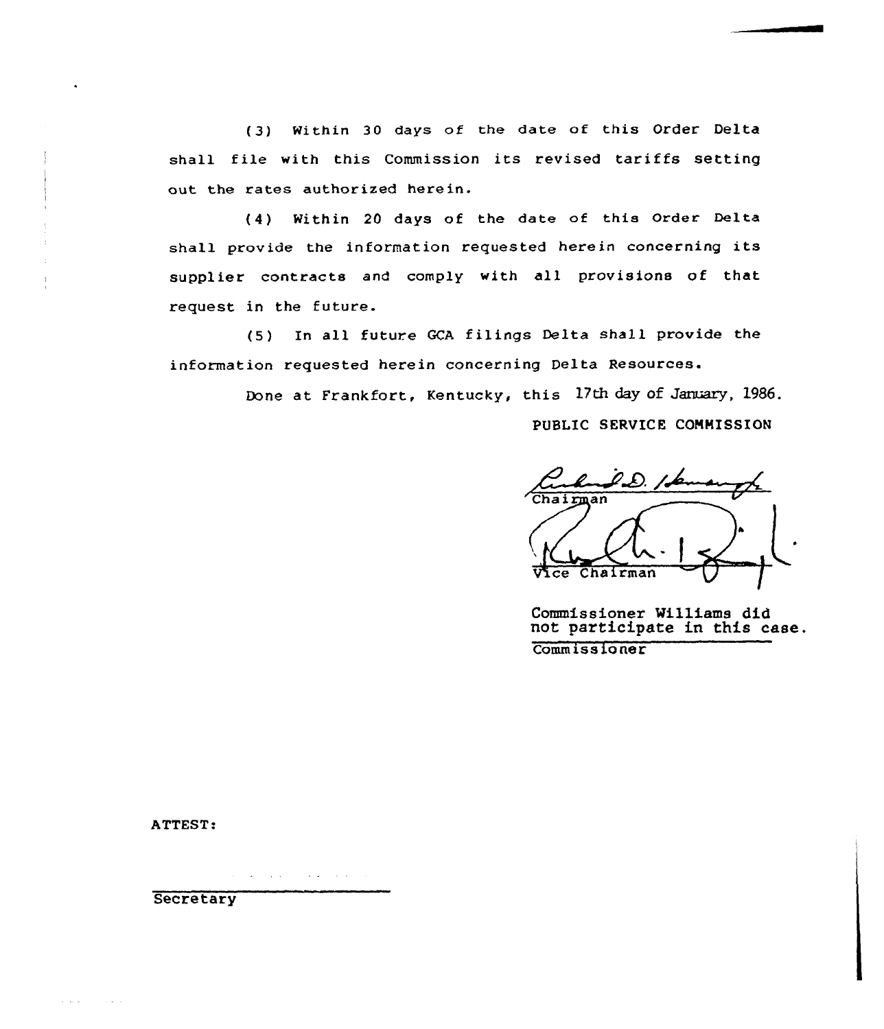(3) Within 30 days of the date of this Order Delta shall file with this Commission its revised tariffs setting out the rates authorized herein.

(4) Within 20 days of the date of this Order Delta shall provide the information requested herein concerning its supplier contracts and comply with all provisions of that request in the future.

(5) In all future GCA filings Delta shall provide the information requested herein concerning Delta Resources.

Done at Frankfort, Kentucky, this 17th day of January, 1986.

PUBLIC SERVICE COMMISSION

Chairman

Vice Chairman

Commissioner Williams did not participate in this case.

Commissioner

ATTEST:

Secretary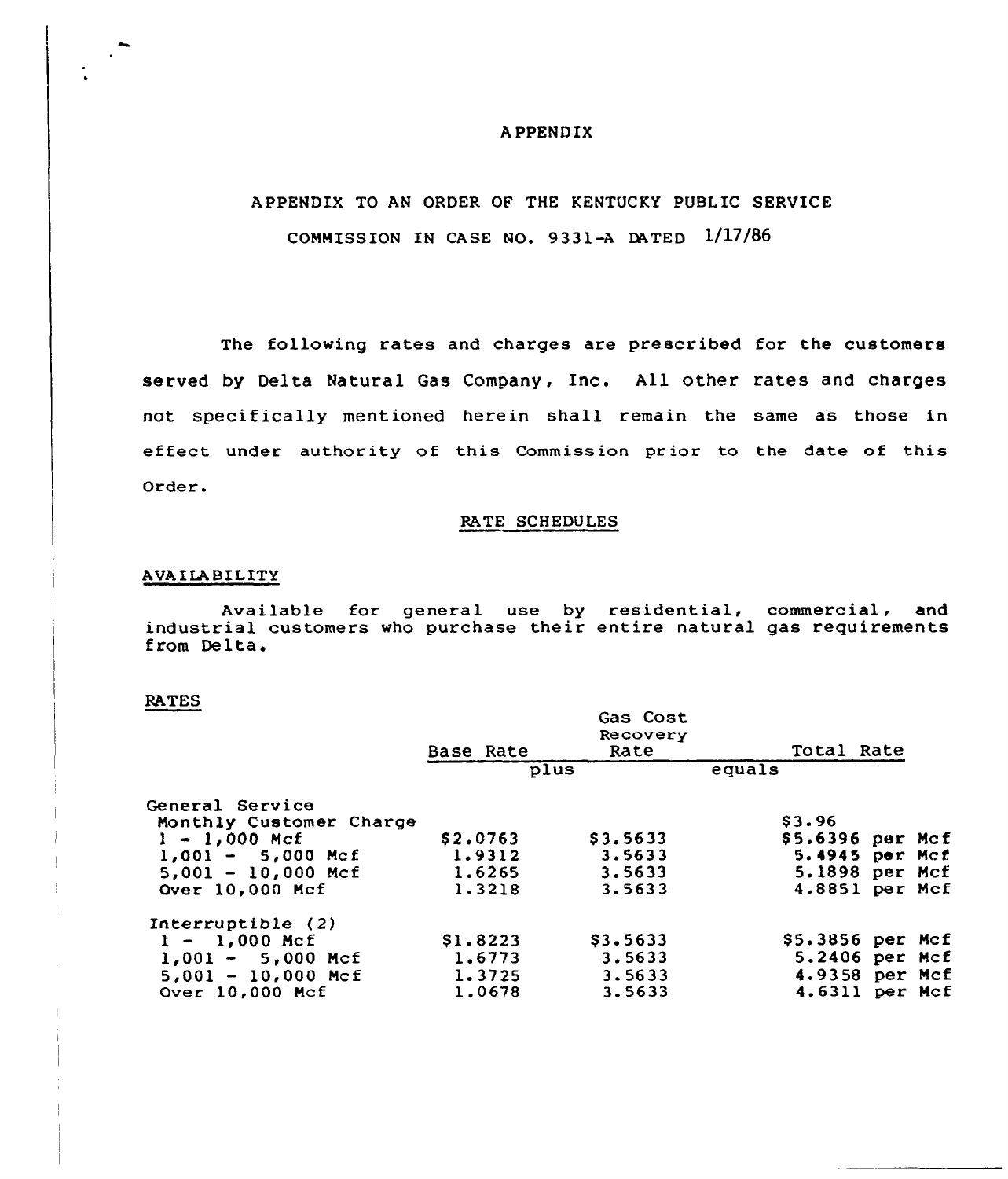# APPENDIX

APPENDIX TO AN ORDER OF THE KENTUCKY PUBLIC SERVICE COMMISSION IN CASE NO. 9331-A DATED 1/17/86

The following rates and charges are prescribed for the customers served by Delta Natural Gas Company, Inc. All other rates and charges not specifically mentioned herein shall remain the same as those in effect under authority of this Commission prior to the date of this Order.

## RATE SCHEDULES

### AVAILABILITY

Available for general use by residential, commercial, and industrial customers who purchase their entire natural gas requirements from Delta.

### RATES

| | Base Rate | plus Gas Cost Recovery Rate | equals Total Rate |
|---|---|---|---|
| General Service | | | |
| Monthly Customer Charge | | | $3.96 |
| 1 - 1,000 Mcf | $2.0763 | $3.5633 | $5.6396 per Mcf |
| 1,001 - 5,000 Mcf | 1.9312 | 3.5633 | 5.4945 per Mcf |
| 5,001 - 10,000 Mcf | 1.6265 | 3.5633 | 5.1898 per Mcf |
| Over 10,000 Mcf | 1.3218 | 3.5633 | 4.8851 per Mcf |
| Interruptible (2) | | | |
| 1 - 1,000 Mcf | $1.8223 | $3.5633 | $5.3856 per Mcf |
| 1,001 - 5,000 Mcf | 1.6773 | 3.5633 | 5.2406 per Mcf |
| 5,001 - 10,000 Mcf | 1.3725 | 3.5633 | 4.9358 per Mcf |
| Over 10,000 Mcf | 1.0678 | 3.5633 | 4.6311 per Mcf |